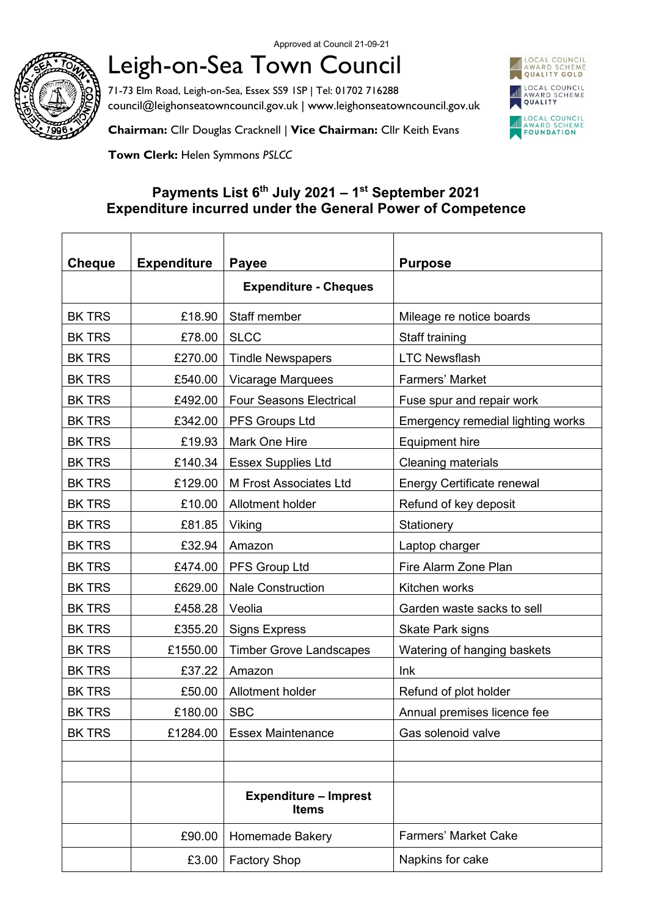Approved at Council 21-09-21

# Leigh-on-Sea Town Council

71-73 Elm Road, Leigh-on-Sea, Essex SS9 1SP | Tel: 01702 716288
council@leighonseatowncouncil.gov.uk | www.leighonseatowncouncil.gov.uk

**Chairman:** Cllr Douglas Cracknell | **Vice Chairman:** Cllr Keith Evans

**Town Clerk:** Helen Symmons *PSLCC*

LOCAL COUNCIL AWARD SCHEME QUALITY GOLD
LOCAL COUNCIL AWARD SCHEME QUALITY
LOCAL COUNCIL AWARD SCHEME FOUNDATION

## Payments List 6th July 2021 – 1st September 2021
## Expenditure incurred under the General Power of Competence

| Cheque | Expenditure | Payee | Purpose |
|---|---|---|---|
| | | **Expenditure - Cheques** | |
| BK TRS | £18.90 | Staff member | Mileage re notice boards |
| BK TRS | £78.00 | SLCC | Staff training |
| BK TRS | £270.00 | Tindle Newspapers | LTC Newsflash |
| BK TRS | £540.00 | Vicarage Marquees | Farmers' Market |
| BK TRS | £492.00 | Four Seasons Electrical | Fuse spur and repair work |
| BK TRS | £342.00 | PFS Groups Ltd | Emergency remedial lighting works |
| BK TRS | £19.93 | Mark One Hire | Equipment hire |
| BK TRS | £140.34 | Essex Supplies Ltd | Cleaning materials |
| BK TRS | £129.00 | M Frost Associates Ltd | Energy Certificate renewal |
| BK TRS | £10.00 | Allotment holder | Refund of key deposit |
| BK TRS | £81.85 | Viking | Stationery |
| BK TRS | £32.94 | Amazon | Laptop charger |
| BK TRS | £474.00 | PFS Group Ltd | Fire Alarm Zone Plan |
| BK TRS | £629.00 | Nale Construction | Kitchen works |
| BK TRS | £458.28 | Veolia | Garden waste sacks to sell |
| BK TRS | £355.20 | Signs Express | Skate Park signs |
| BK TRS | £1550.00 | Timber Grove Landscapes | Watering of hanging baskets |
| BK TRS | £37.22 | Amazon | Ink |
| BK TRS | £50.00 | Allotment holder | Refund of plot holder |
| BK TRS | £180.00 | SBC | Annual premises licence fee |
| BK TRS | £1284.00 | Essex Maintenance | Gas solenoid valve |
| | | | |
| | | | |
| | | **Expenditure – Imprest Items** | |
| | £90.00 | Homemade Bakery | Farmers' Market Cake |
| | £3.00 | Factory Shop | Napkins for cake |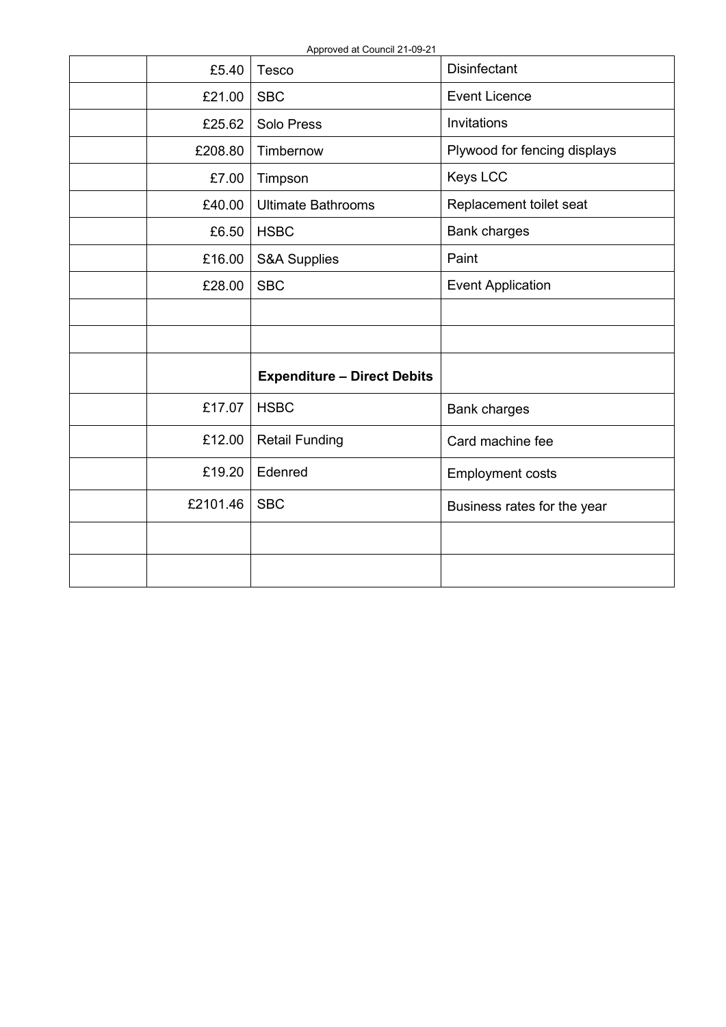Approved at Council 21-09-21

| | | | |
|---|---|---|---|
| | £5.40 | Tesco | Disinfectant |
| | £21.00 | SBC | Event Licence |
| | £25.62 | Solo Press | Invitations |
| | £208.80 | Timbernow | Plywood for fencing displays |
| | £7.00 | Timpson | Keys LCC |
| | £40.00 | Ultimate Bathrooms | Replacement toilet seat |
| | £6.50 | HSBC | Bank charges |
| | £16.00 | S&A Supplies | Paint |
| | £28.00 | SBC | Event Application |
| | | | |
| | | | |
| | | **Expenditure – Direct Debits** | |
| | £17.07 | HSBC | Bank charges |
| | £12.00 | Retail Funding | Card machine fee |
| | £19.20 | Edenred | Employment costs |
| | £2101.46 | SBC | Business rates for the year |
| | | | |
| | | | |